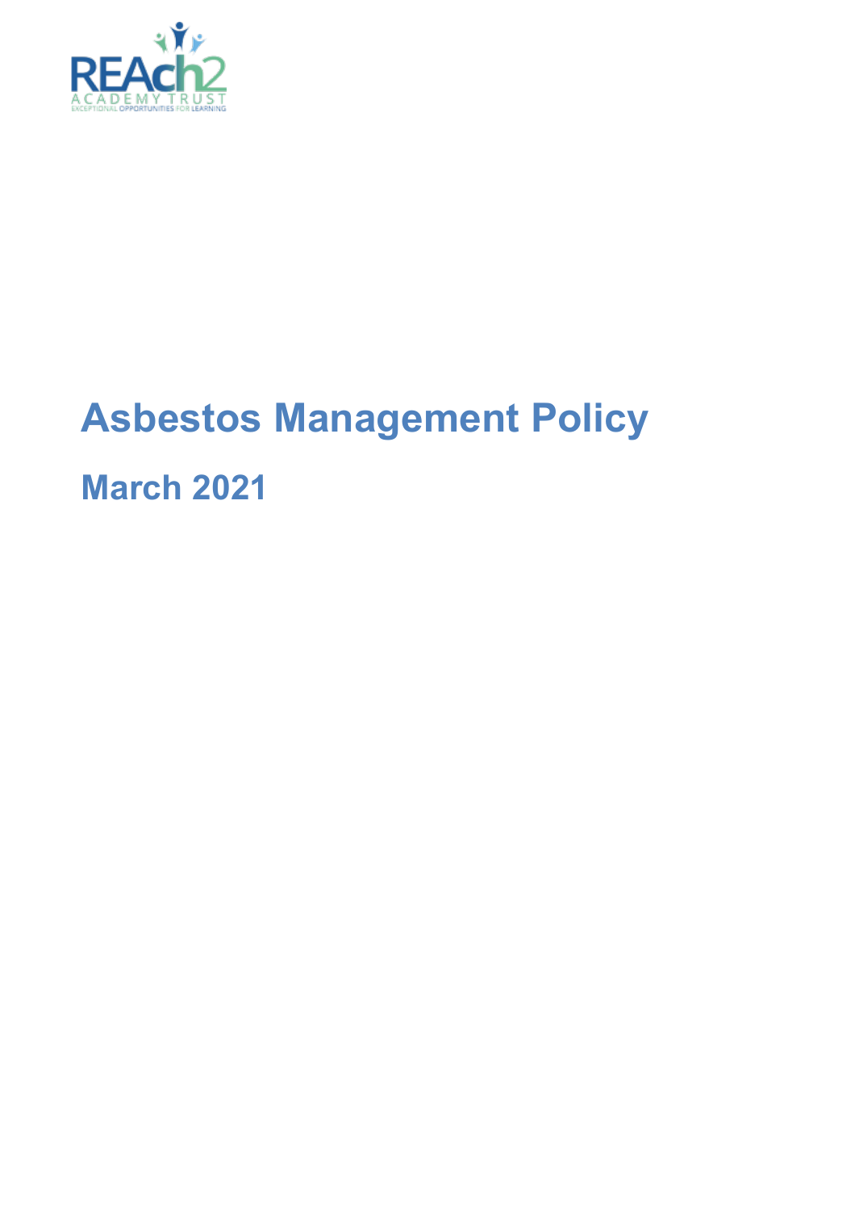# Asbestos Management Policy

## March 2021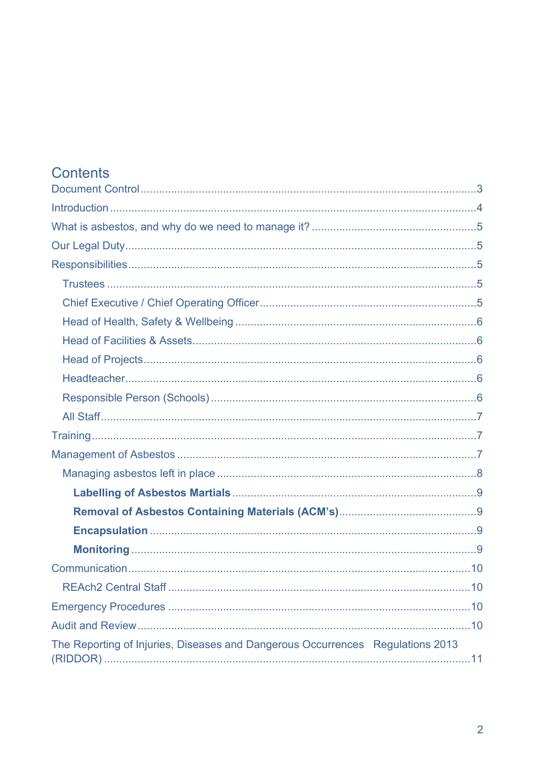# Contents

Document Control .......... 3

Introduction .......... 4

What is asbestos, and why do we need to manage it? .......... 5

Our Legal Duty .......... 5

Responsibilities .......... 5

- Trustees .......... 5
- Chief Executive / Chief Operating Officer .......... 5
- Head of Health, Safety & Wellbeing .......... 6
- Head of Facilities & Assets .......... 6
- Head of Projects .......... 6
- Headteacher .......... 6
- Responsible Person (Schools) .......... 6
- All Staff .......... 7

Training .......... 7

Management of Asbestos .......... 7

- Managing asbestos left in place .......... 8
  - **Labelling of Asbestos Martials** .......... 9
  - **Removal of Asbestos Containing Materials (ACM's)** .......... 9
  - **Encapsulation** .......... 9
  - **Monitoring** .......... 9

Communication .......... 10

- REAch2 Central Staff .......... 10

Emergency Procedures .......... 10

Audit and Review .......... 10

The Reporting of Injuries, Diseases and Dangerous Occurrences Regulations 2013 (RIDDOR) .......... 11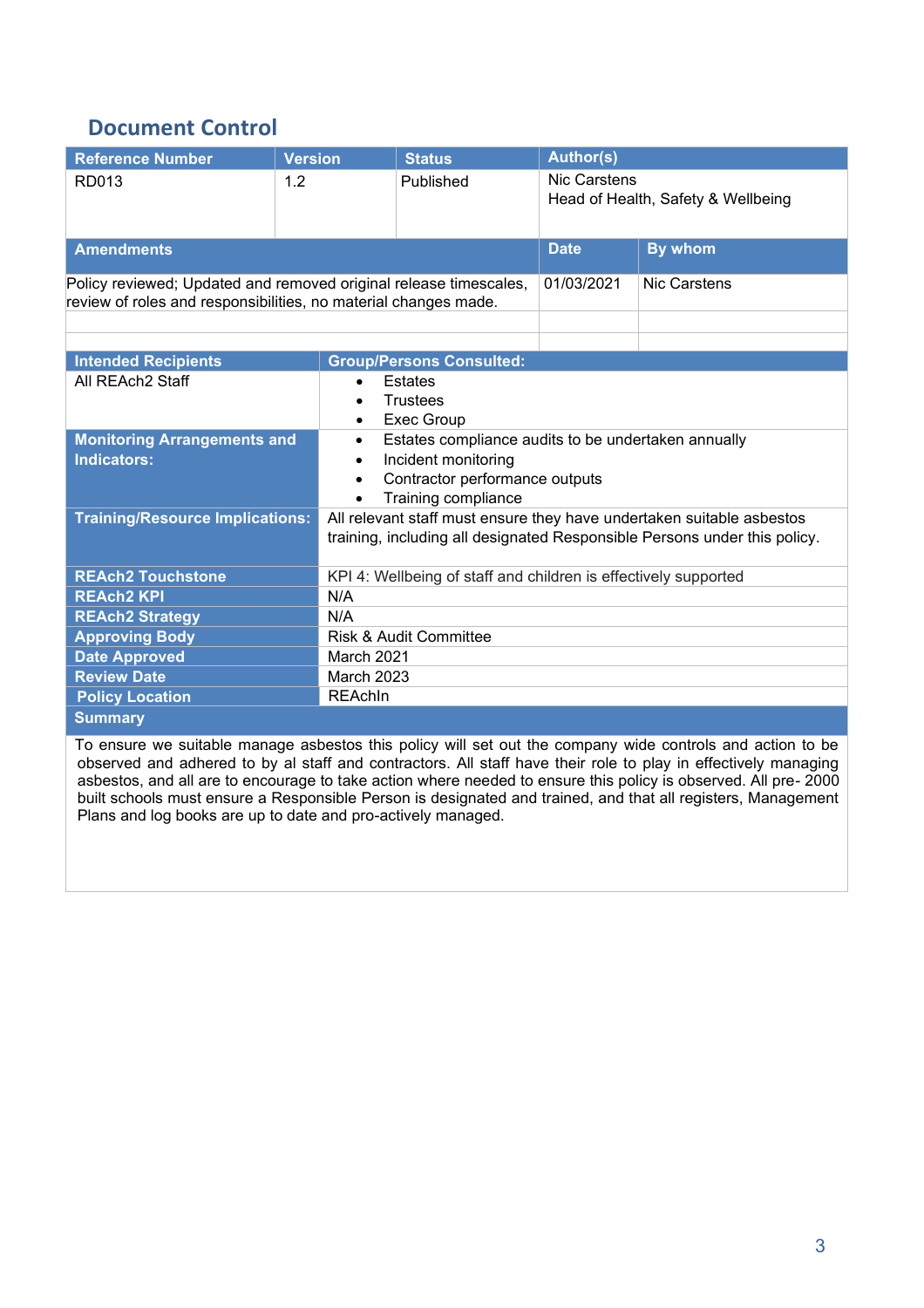## Document Control

| Reference Number | Version | Status | Author(s) |
|---|---|---|---|
| RD013 | 1.2 | Published | Nic Carstens<br>Head of Health, Safety & Wellbeing |

| Amendments | Date | By whom |
|---|---|---|
| Policy reviewed; Updated and removed original release timescales, review of roles and responsibilities, no material changes made. | 01/03/2021 | Nic Carstens |
| | | |
| | | |

| Intended Recipients | Group/Persons Consulted: |
|---|---|
| All REAch2 Staff | • Estates<br>• Trustees<br>• Exec Group |
| **Monitoring Arrangements and Indicators:** | • Estates compliance audits to be undertaken annually<br>• Incident monitoring<br>• Contractor performance outputs<br>• Training compliance |
| **Training/Resource Implications:** | All relevant staff must ensure they have undertaken suitable asbestos training, including all designated Responsible Persons under this policy. |
| **REAch2 Touchstone** | KPI 4: Wellbeing of staff and children is effectively supported |
| **REAch2 KPI** | N/A |
| **REAch2 Strategy** | N/A |
| **Approving Body** | Risk & Audit Committee |
| **Date Approved** | March 2021 |
| **Review Date** | March 2023 |
| **Policy Location** | REAchIn |

**Summary**

To ensure we suitable manage asbestos this policy will set out the company wide controls and action to be observed and adhered to by al staff and contractors. All staff have their role to play in effectively managing asbestos, and all are to encourage to take action where needed to ensure this policy is observed. All pre- 2000 built schools must ensure a Responsible Person is designated and trained, and that all registers, Management Plans and log books are up to date and pro-actively managed.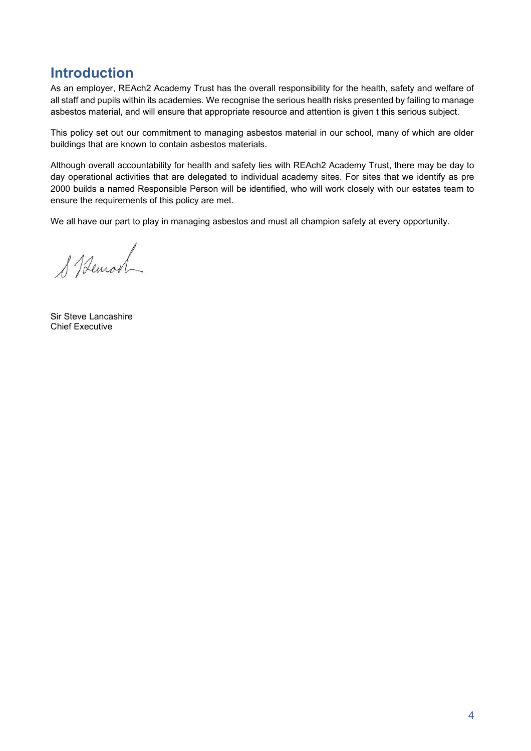## Introduction

As an employer, REAch2 Academy Trust has the overall responsibility for the health, safety and welfare of all staff and pupils within its academies. We recognise the serious health risks presented by failing to manage asbestos material, and will ensure that appropriate resource and attention is given t this serious subject.

This policy set out our commitment to managing asbestos material in our school, many of which are older buildings that are known to contain asbestos materials.

Although overall accountability for health and safety lies with REAch2 Academy Trust, there may be day to day operational activities that are delegated to individual academy sites. For sites that we identify as pre 2000 builds a named Responsible Person will be identified, who will work closely with our estates team to ensure the requirements of this policy are met.

We all have our part to play in managing asbestos and must all champion safety at every opportunity.

Sir Steve Lancashire
Chief Executive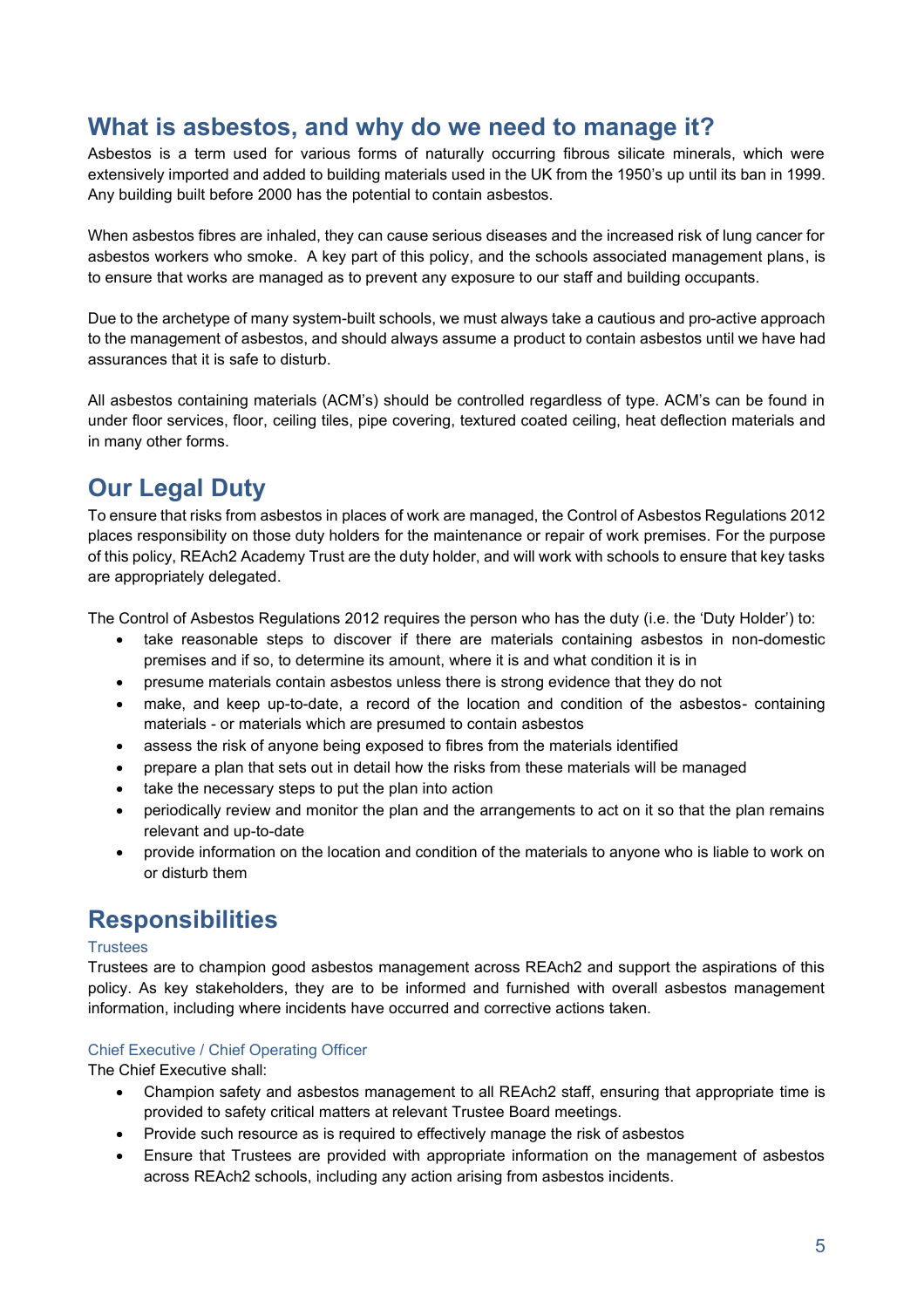## What is asbestos, and why do we need to manage it?

Asbestos is a term used for various forms of naturally occurring fibrous silicate minerals, which were extensively imported and added to building materials used in the UK from the 1950's up until its ban in 1999. Any building built before 2000 has the potential to contain asbestos.

When asbestos fibres are inhaled, they can cause serious diseases and the increased risk of lung cancer for asbestos workers who smoke. A key part of this policy, and the schools associated management plans, is to ensure that works are managed as to prevent any exposure to our staff and building occupants.

Due to the archetype of many system-built schools, we must always take a cautious and pro-active approach to the management of asbestos, and should always assume a product to contain asbestos until we have had assurances that it is safe to disturb.

All asbestos containing materials (ACM's) should be controlled regardless of type. ACM's can be found in under floor services, floor, ceiling tiles, pipe covering, textured coated ceiling, heat deflection materials and in many other forms.

## Our Legal Duty

To ensure that risks from asbestos in places of work are managed, the Control of Asbestos Regulations 2012 places responsibility on those duty holders for the maintenance or repair of work premises. For the purpose of this policy, REAch2 Academy Trust are the duty holder, and will work with schools to ensure that key tasks are appropriately delegated.

The Control of Asbestos Regulations 2012 requires the person who has the duty (i.e. the 'Duty Holder') to:

- take reasonable steps to discover if there are materials containing asbestos in non-domestic premises and if so, to determine its amount, where it is and what condition it is in
- presume materials contain asbestos unless there is strong evidence that they do not
- make, and keep up-to-date, a record of the location and condition of the asbestos- containing materials - or materials which are presumed to contain asbestos
- assess the risk of anyone being exposed to fibres from the materials identified
- prepare a plan that sets out in detail how the risks from these materials will be managed
- take the necessary steps to put the plan into action
- periodically review and monitor the plan and the arrangements to act on it so that the plan remains relevant and up-to-date
- provide information on the location and condition of the materials to anyone who is liable to work on or disturb them

## Responsibilities

### Trustees

Trustees are to champion good asbestos management across REAch2 and support the aspirations of this policy. As key stakeholders, they are to be informed and furnished with overall asbestos management information, including where incidents have occurred and corrective actions taken.

### Chief Executive / Chief Operating Officer

The Chief Executive shall:

- Champion safety and asbestos management to all REAch2 staff, ensuring that appropriate time is provided to safety critical matters at relevant Trustee Board meetings.
- Provide such resource as is required to effectively manage the risk of asbestos
- Ensure that Trustees are provided with appropriate information on the management of asbestos across REAch2 schools, including any action arising from asbestos incidents.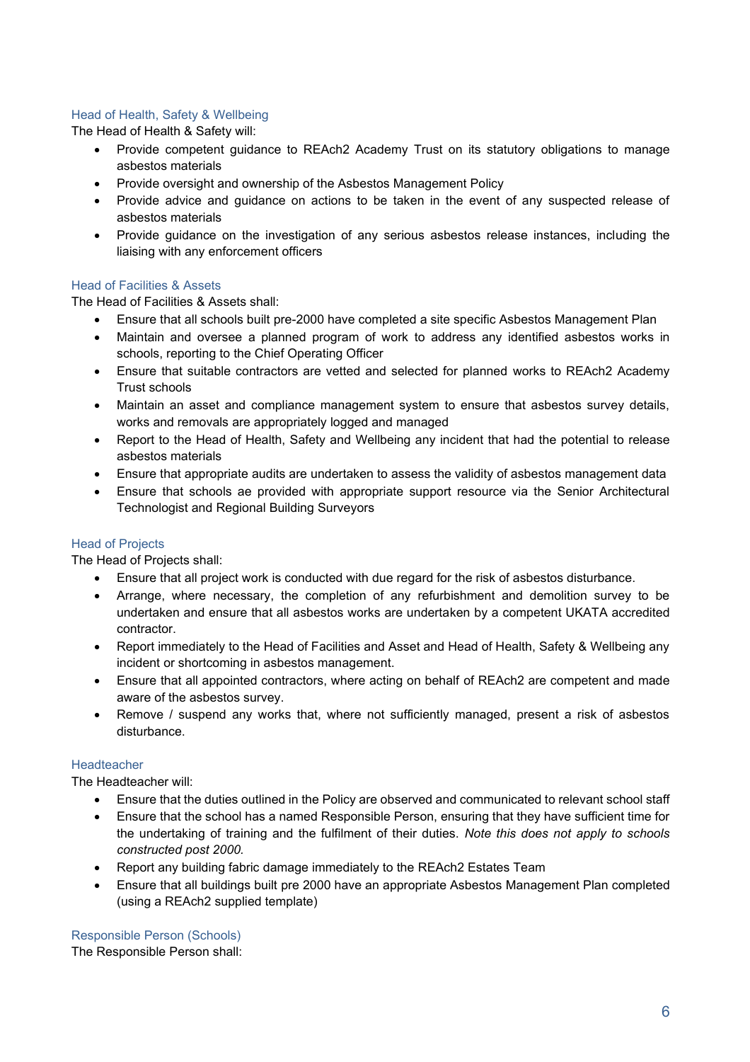### Head of Health, Safety & Wellbeing

The Head of Health & Safety will:

- Provide competent guidance to REAch2 Academy Trust on its statutory obligations to manage asbestos materials
- Provide oversight and ownership of the Asbestos Management Policy
- Provide advice and guidance on actions to be taken in the event of any suspected release of asbestos materials
- Provide guidance on the investigation of any serious asbestos release instances, including the liaising with any enforcement officers

### Head of Facilities & Assets

The Head of Facilities & Assets shall:

- Ensure that all schools built pre-2000 have completed a site specific Asbestos Management Plan
- Maintain and oversee a planned program of work to address any identified asbestos works in schools, reporting to the Chief Operating Officer
- Ensure that suitable contractors are vetted and selected for planned works to REAch2 Academy Trust schools
- Maintain an asset and compliance management system to ensure that asbestos survey details, works and removals are appropriately logged and managed
- Report to the Head of Health, Safety and Wellbeing any incident that had the potential to release asbestos materials
- Ensure that appropriate audits are undertaken to assess the validity of asbestos management data
- Ensure that schools ae provided with appropriate support resource via the Senior Architectural Technologist and Regional Building Surveyors

### Head of Projects

The Head of Projects shall:

- Ensure that all project work is conducted with due regard for the risk of asbestos disturbance.
- Arrange, where necessary, the completion of any refurbishment and demolition survey to be undertaken and ensure that all asbestos works are undertaken by a competent UKATA accredited contractor.
- Report immediately to the Head of Facilities and Asset and Head of Health, Safety & Wellbeing any incident or shortcoming in asbestos management.
- Ensure that all appointed contractors, where acting on behalf of REAch2 are competent and made aware of the asbestos survey.
- Remove / suspend any works that, where not sufficiently managed, present a risk of asbestos disturbance.

### Headteacher

The Headteacher will:

- Ensure that the duties outlined in the Policy are observed and communicated to relevant school staff
- Ensure that the school has a named Responsible Person, ensuring that they have sufficient time for the undertaking of training and the fulfilment of their duties. *Note this does not apply to schools constructed post 2000.*
- Report any building fabric damage immediately to the REAch2 Estates Team
- Ensure that all buildings built pre 2000 have an appropriate Asbestos Management Plan completed (using a REAch2 supplied template)

### Responsible Person (Schools)

The Responsible Person shall: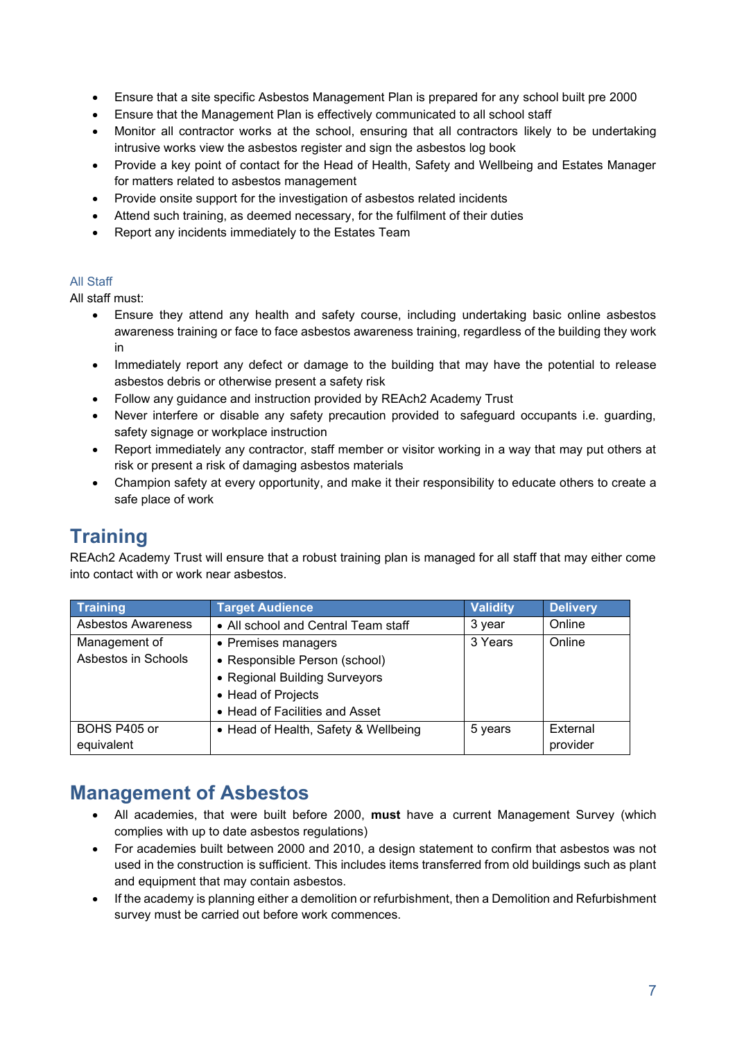- Ensure that a site specific Asbestos Management Plan is prepared for any school built pre 2000
- Ensure that the Management Plan is effectively communicated to all school staff
- Monitor all contractor works at the school, ensuring that all contractors likely to be undertaking intrusive works view the asbestos register and sign the asbestos log book
- Provide a key point of contact for the Head of Health, Safety and Wellbeing and Estates Manager for matters related to asbestos management
- Provide onsite support for the investigation of asbestos related incidents
- Attend such training, as deemed necessary, for the fulfilment of their duties
- Report any incidents immediately to the Estates Team

### All Staff

All staff must:

- Ensure they attend any health and safety course, including undertaking basic online asbestos awareness training or face to face asbestos awareness training, regardless of the building they work in
- Immediately report any defect or damage to the building that may have the potential to release asbestos debris or otherwise present a safety risk
- Follow any guidance and instruction provided by REAch2 Academy Trust
- Never interfere or disable any safety precaution provided to safeguard occupants i.e. guarding, safety signage or workplace instruction
- Report immediately any contractor, staff member or visitor working in a way that may put others at risk or present a risk of damaging asbestos materials
- Champion safety at every opportunity, and make it their responsibility to educate others to create a safe place of work

# Training

REAch2 Academy Trust will ensure that a robust training plan is managed for all staff that may either come into contact with or work near asbestos.

| Training | Target Audience | Validity | Delivery |
|---|---|---|---|
| Asbestos Awareness | • All school and Central Team staff | 3 year | Online |
| Management of Asbestos in Schools | • Premises managers<br>• Responsible Person (school)<br>• Regional Building Surveyors<br>• Head of Projects<br>• Head of Facilities and Asset | 3 Years | Online |
| BOHS P405 or equivalent | • Head of Health, Safety & Wellbeing | 5 years | External provider |

# Management of Asbestos

- All academies, that were built before 2000, **must** have a current Management Survey (which complies with up to date asbestos regulations)
- For academies built between 2000 and 2010, a design statement to confirm that asbestos was not used in the construction is sufficient. This includes items transferred from old buildings such as plant and equipment that may contain asbestos.
- If the academy is planning either a demolition or refurbishment, then a Demolition and Refurbishment survey must be carried out before work commences.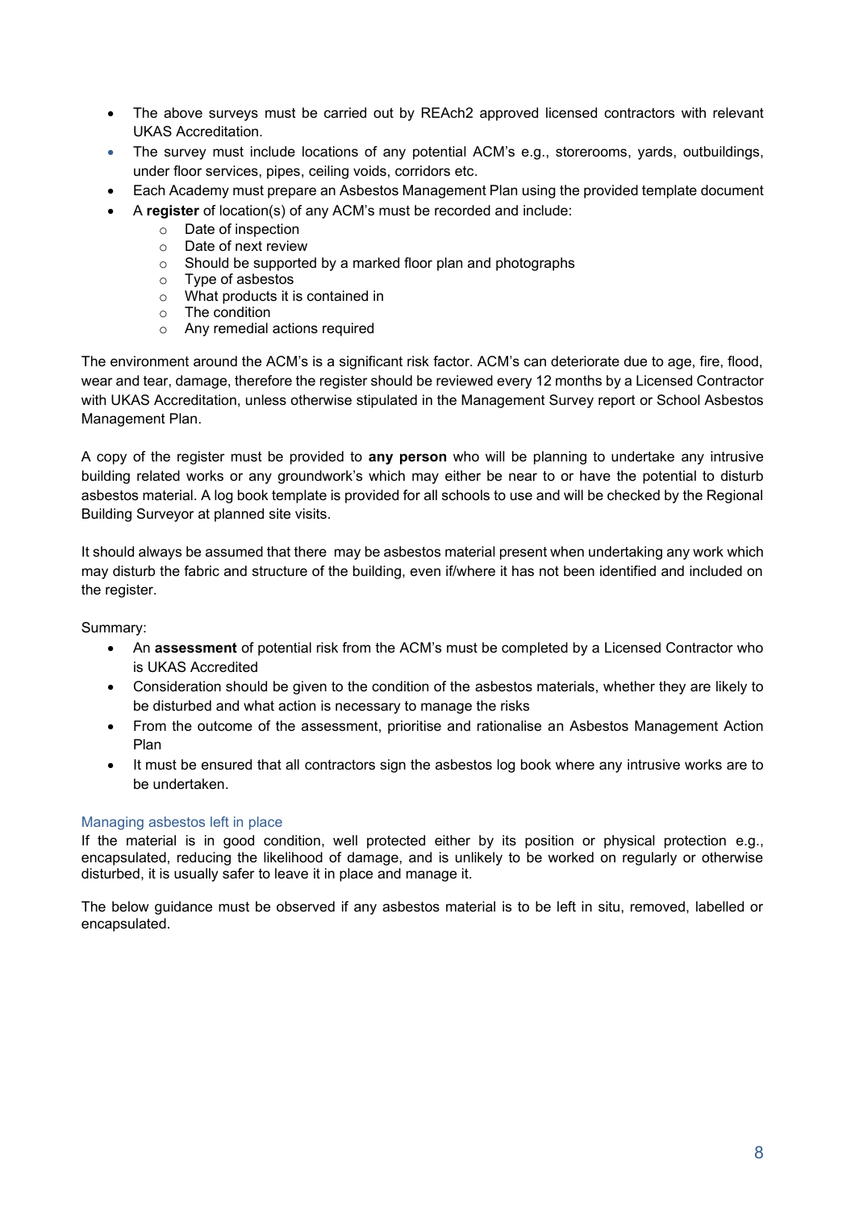- The above surveys must be carried out by REAch2 approved licensed contractors with relevant UKAS Accreditation.
- The survey must include locations of any potential ACM's e.g., storerooms, yards, outbuildings, under floor services, pipes, ceiling voids, corridors etc.
- Each Academy must prepare an Asbestos Management Plan using the provided template document
- A **register** of location(s) of any ACM's must be recorded and include:
  - Date of inspection
  - Date of next review
  - Should be supported by a marked floor plan and photographs
  - Type of asbestos
  - What products it is contained in
  - The condition
  - Any remedial actions required

The environment around the ACM's is a significant risk factor. ACM's can deteriorate due to age, fire, flood, wear and tear, damage, therefore the register should be reviewed every 12 months by a Licensed Contractor with UKAS Accreditation, unless otherwise stipulated in the Management Survey report or School Asbestos Management Plan.

A copy of the register must be provided to **any person** who will be planning to undertake any intrusive building related works or any groundwork's which may either be near to or have the potential to disturb asbestos material. A log book template is provided for all schools to use and will be checked by the Regional Building Surveyor at planned site visits.

It should always be assumed that there may be asbestos material present when undertaking any work which may disturb the fabric and structure of the building, even if/where it has not been identified and included on the register.

Summary:

- An **assessment** of potential risk from the ACM's must be completed by a Licensed Contractor who is UKAS Accredited
- Consideration should be given to the condition of the asbestos materials, whether they are likely to be disturbed and what action is necessary to manage the risks
- From the outcome of the assessment, prioritise and rationalise an Asbestos Management Action Plan
- It must be ensured that all contractors sign the asbestos log book where any intrusive works are to be undertaken.

### Managing asbestos left in place

If the material is in good condition, well protected either by its position or physical protection e.g., encapsulated, reducing the likelihood of damage, and is unlikely to be worked on regularly or otherwise disturbed, it is usually safer to leave it in place and manage it.

The below guidance must be observed if any asbestos material is to be left in situ, removed, labelled or encapsulated.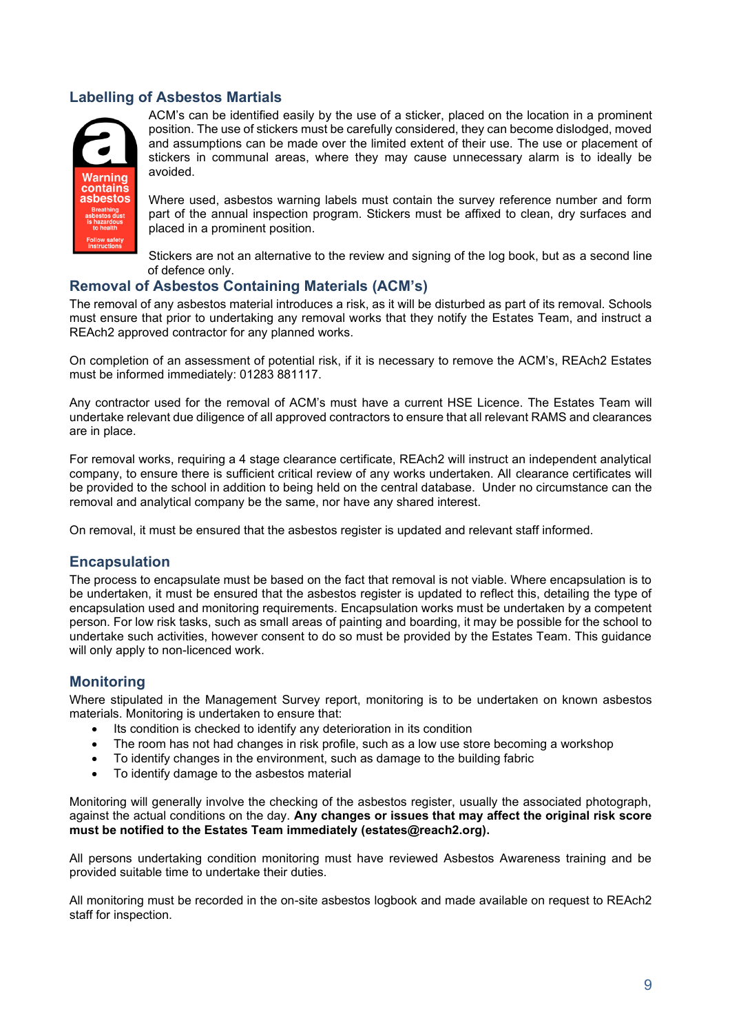## Labelling of Asbestos Martials

ACM's can be identified easily by the use of a sticker, placed on the location in a prominent position. The use of stickers must be carefully considered, they can become dislodged, moved and assumptions can be made over the limited extent of their use. The use or placement of stickers in communal areas, where they may cause unnecessary alarm is to ideally be avoided.

Where used, asbestos warning labels must contain the survey reference number and form part of the annual inspection program. Stickers must be affixed to clean, dry surfaces and placed in a prominent position.

Stickers are not an alternative to the review and signing of the log book, but as a second line of defence only.

## Removal of Asbestos Containing Materials (ACM's)

The removal of any asbestos material introduces a risk, as it will be disturbed as part of its removal. Schools must ensure that prior to undertaking any removal works that they notify the Estates Team, and instruct a REAch2 approved contractor for any planned works.

On completion of an assessment of potential risk, if it is necessary to remove the ACM's, REAch2 Estates must be informed immediately: 01283 881117.

Any contractor used for the removal of ACM's must have a current HSE Licence. The Estates Team will undertake relevant due diligence of all approved contractors to ensure that all relevant RAMS and clearances are in place.

For removal works, requiring a 4 stage clearance certificate, REAch2 will instruct an independent analytical company, to ensure there is sufficient critical review of any works undertaken. All clearance certificates will be provided to the school in addition to being held on the central database. Under no circumstance can the removal and analytical company be the same, nor have any shared interest.

On removal, it must be ensured that the asbestos register is updated and relevant staff informed.

## Encapsulation

The process to encapsulate must be based on the fact that removal is not viable. Where encapsulation is to be undertaken, it must be ensured that the asbestos register is updated to reflect this, detailing the type of encapsulation used and monitoring requirements. Encapsulation works must be undertaken by a competent person. For low risk tasks, such as small areas of painting and boarding, it may be possible for the school to undertake such activities, however consent to do so must be provided by the Estates Team. This guidance will only apply to non-licenced work.

## Monitoring

Where stipulated in the Management Survey report, monitoring is to be undertaken on known asbestos materials. Monitoring is undertaken to ensure that:

- Its condition is checked to identify any deterioration in its condition
- The room has not had changes in risk profile, such as a low use store becoming a workshop
- To identify changes in the environment, such as damage to the building fabric
- To identify damage to the asbestos material

Monitoring will generally involve the checking of the asbestos register, usually the associated photograph, against the actual conditions on the day. **Any changes or issues that may affect the original risk score must be notified to the Estates Team immediately (estates@reach2.org).**

All persons undertaking condition monitoring must have reviewed Asbestos Awareness training and be provided suitable time to undertake their duties.

All monitoring must be recorded in the on-site asbestos logbook and made available on request to REAch2 staff for inspection.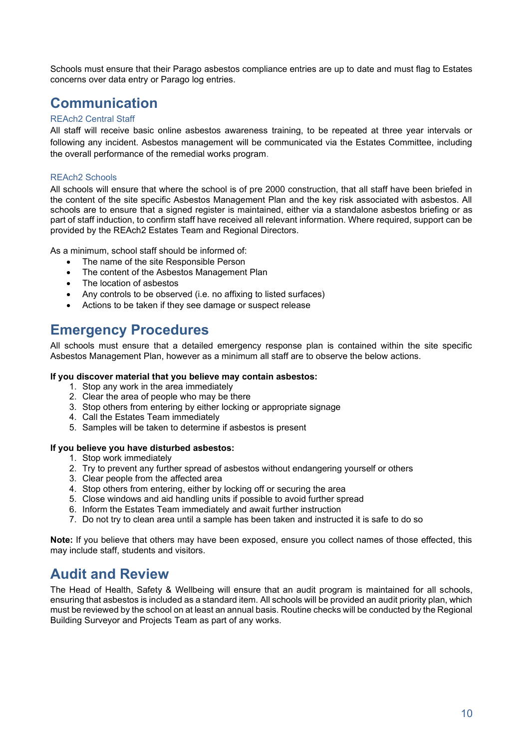Schools must ensure that their Parago asbestos compliance entries are up to date and must flag to Estates concerns over data entry or Parago log entries.

## Communication

### REAch2 Central Staff

All staff will receive basic online asbestos awareness training, to be repeated at three year intervals or following any incident. Asbestos management will be communicated via the Estates Committee, including the overall performance of the remedial works program.

### REAch2 Schools

All schools will ensure that where the school is of pre 2000 construction, that all staff have been briefed in the content of the site specific Asbestos Management Plan and the key risk associated with asbestos. All schools are to ensure that a signed register is maintained, either via a standalone asbestos briefing or as part of staff induction, to confirm staff have received all relevant information. Where required, support can be provided by the REAch2 Estates Team and Regional Directors.

As a minimum, school staff should be informed of:

- The name of the site Responsible Person
- The content of the Asbestos Management Plan
- The location of asbestos
- Any controls to be observed (i.e. no affixing to listed surfaces)
- Actions to be taken if they see damage or suspect release

## Emergency Procedures

All schools must ensure that a detailed emergency response plan is contained within the site specific Asbestos Management Plan, however as a minimum all staff are to observe the below actions.

**If you discover material that you believe may contain asbestos:**

1. Stop any work in the area immediately
2. Clear the area of people who may be there
3. Stop others from entering by either locking or appropriate signage
4. Call the Estates Team immediately
5. Samples will be taken to determine if asbestos is present

**If you believe you have disturbed asbestos:**

1. Stop work immediately
2. Try to prevent any further spread of asbestos without endangering yourself or others
3. Clear people from the affected area
4. Stop others from entering, either by locking off or securing the area
5. Close windows and aid handling units if possible to avoid further spread
6. Inform the Estates Team immediately and await further instruction
7. Do not try to clean area until a sample has been taken and instructed it is safe to do so

**Note:** If you believe that others may have been exposed, ensure you collect names of those effected, this may include staff, students and visitors.

## Audit and Review

The Head of Health, Safety & Wellbeing will ensure that an audit program is maintained for all schools, ensuring that asbestos is included as a standard item. All schools will be provided an audit priority plan, which must be reviewed by the school on at least an annual basis. Routine checks will be conducted by the Regional Building Surveyor and Projects Team as part of any works.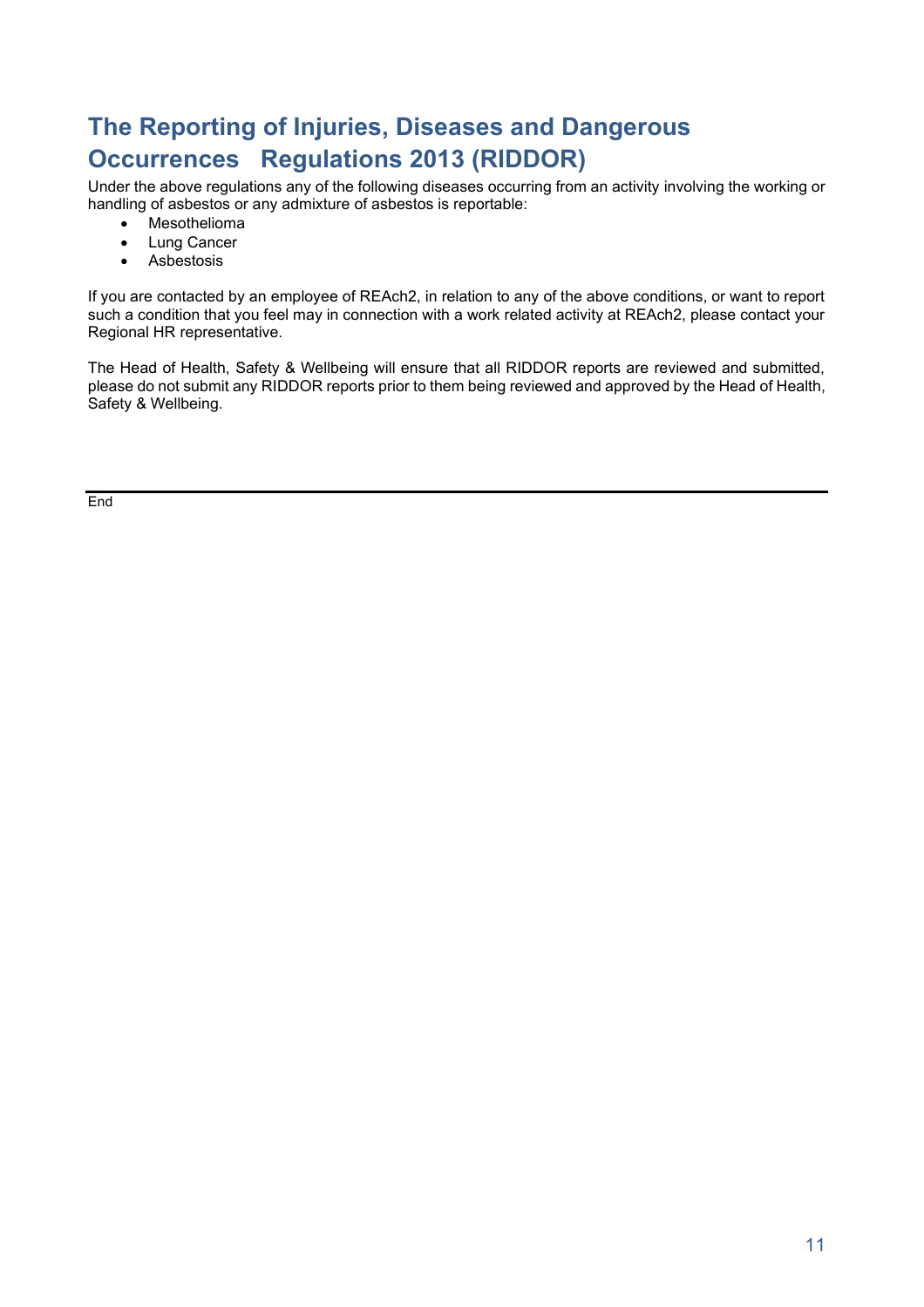## The Reporting of Injuries, Diseases and Dangerous Occurrences Regulations 2013 (RIDDOR)

Under the above regulations any of the following diseases occurring from an activity involving the working or handling of asbestos or any admixture of asbestos is reportable:

- Mesothelioma
- Lung Cancer
- Asbestosis

If you are contacted by an employee of REAch2, in relation to any of the above conditions, or want to report such a condition that you feel may in connection with a work related activity at REAch2, please contact your Regional HR representative.

The Head of Health, Safety & Wellbeing will ensure that all RIDDOR reports are reviewed and submitted, please do not submit any RIDDOR reports prior to them being reviewed and approved by the Head of Health, Safety & Wellbeing.

---

End